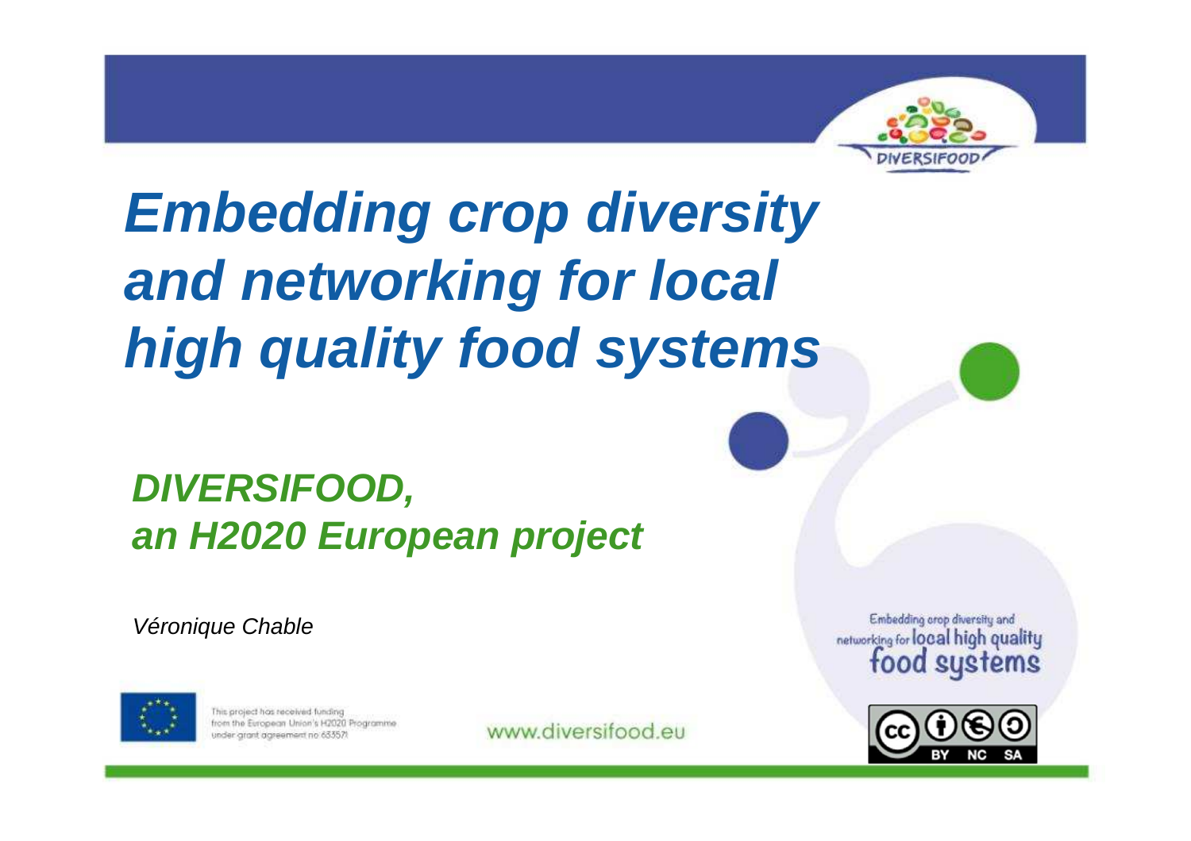# *Embedding crop diversity and networking for local high quality food systems*

## *DIVERSIFOOD, an H2020 European project*

*Véronique Chable*

Embedding crop diversity and networking for local high quality food systems

This project has received funding from the European Union's H2020 Programme under grant agreement no 633571

www.diversifood.eu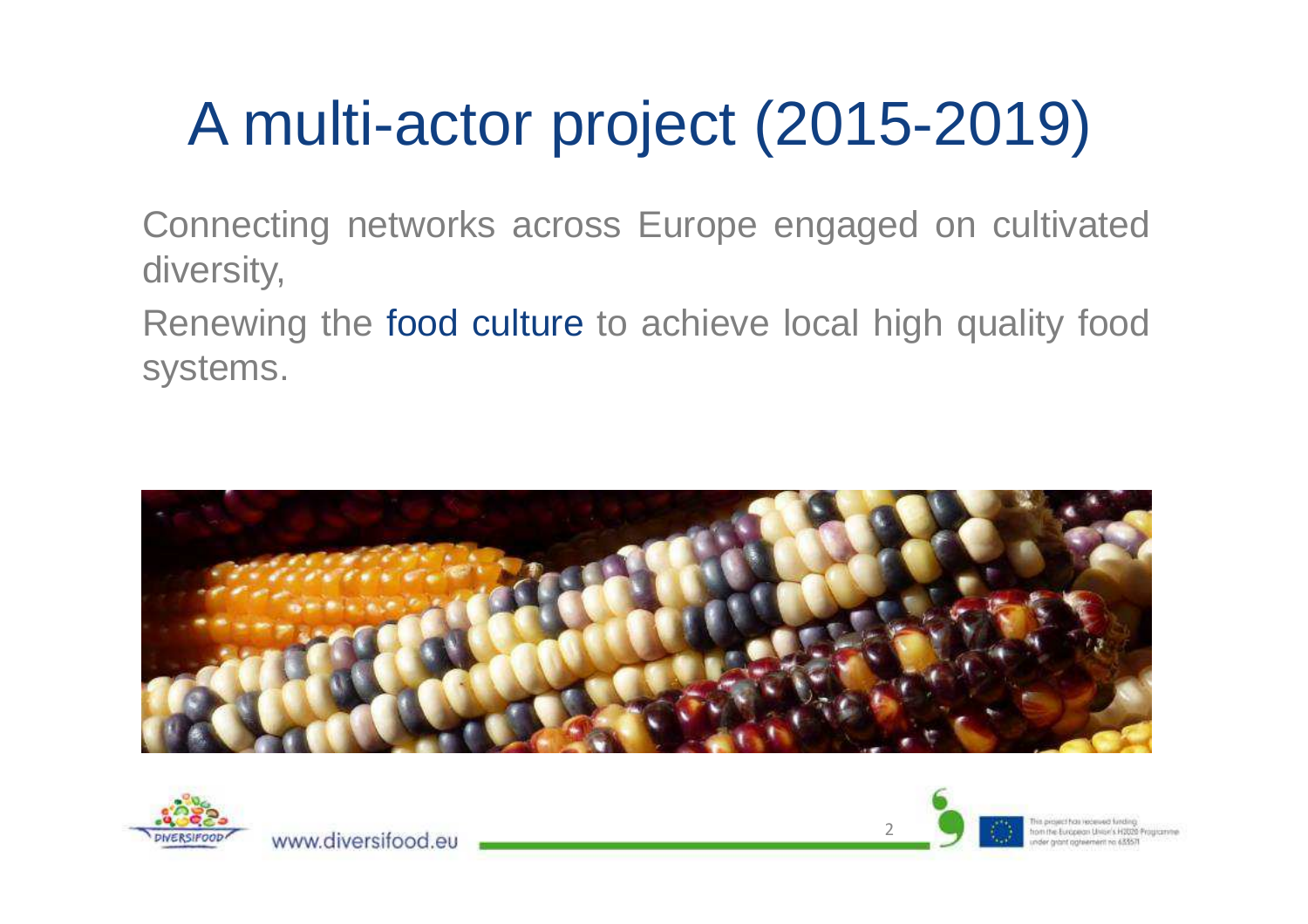# A multi-actor project (2015-2019)

Connecting networks across Europe engaged on cultivated diversity,

Renewing the food culture to achieve local high quality food systems.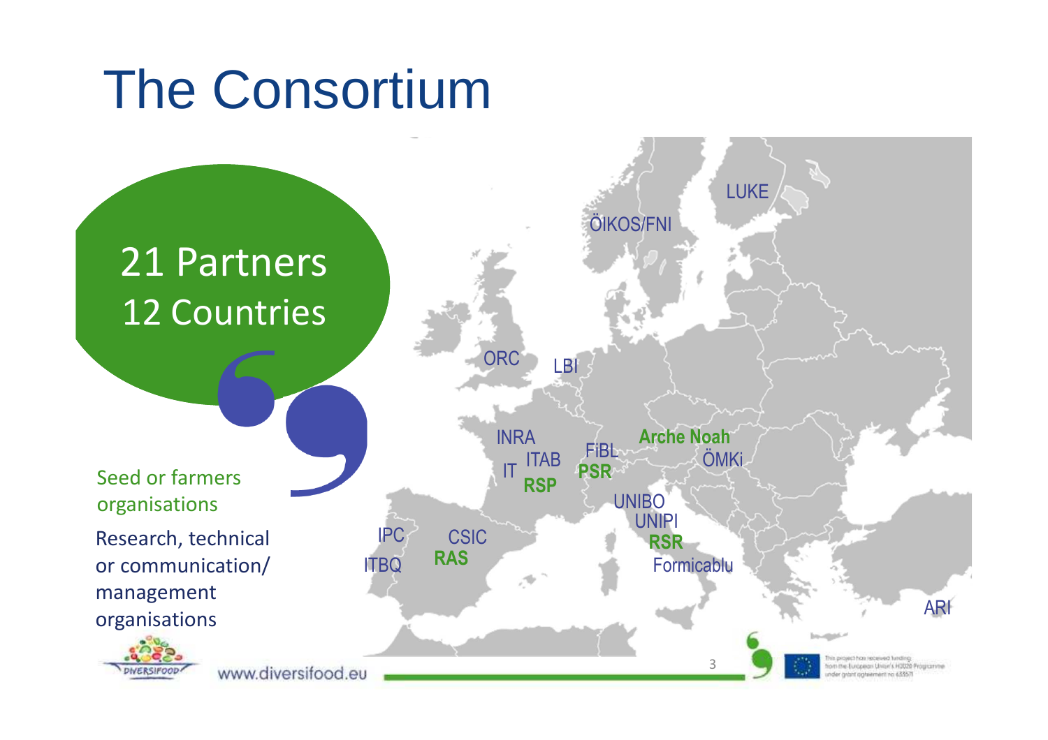# The Consortium

**21 Partners**
**12 Countries**

Seed or farmers organisations

Research, technical or communication/ management organisations

LUKE

ÖIKOS/FNI

ORC

LBI

INRA

IT

ITAB

**RSP**

FiBL

**PSR**

**Arche Noah**

ÖMKi

UNIBO

UNIPI

**RSR**

Formicablu

IPC

ITBQ

CSIC

**RAS**

ARI

www.diversifood.eu

This project has received funding from the European Union's H2020 Programme under grant agreement no 633571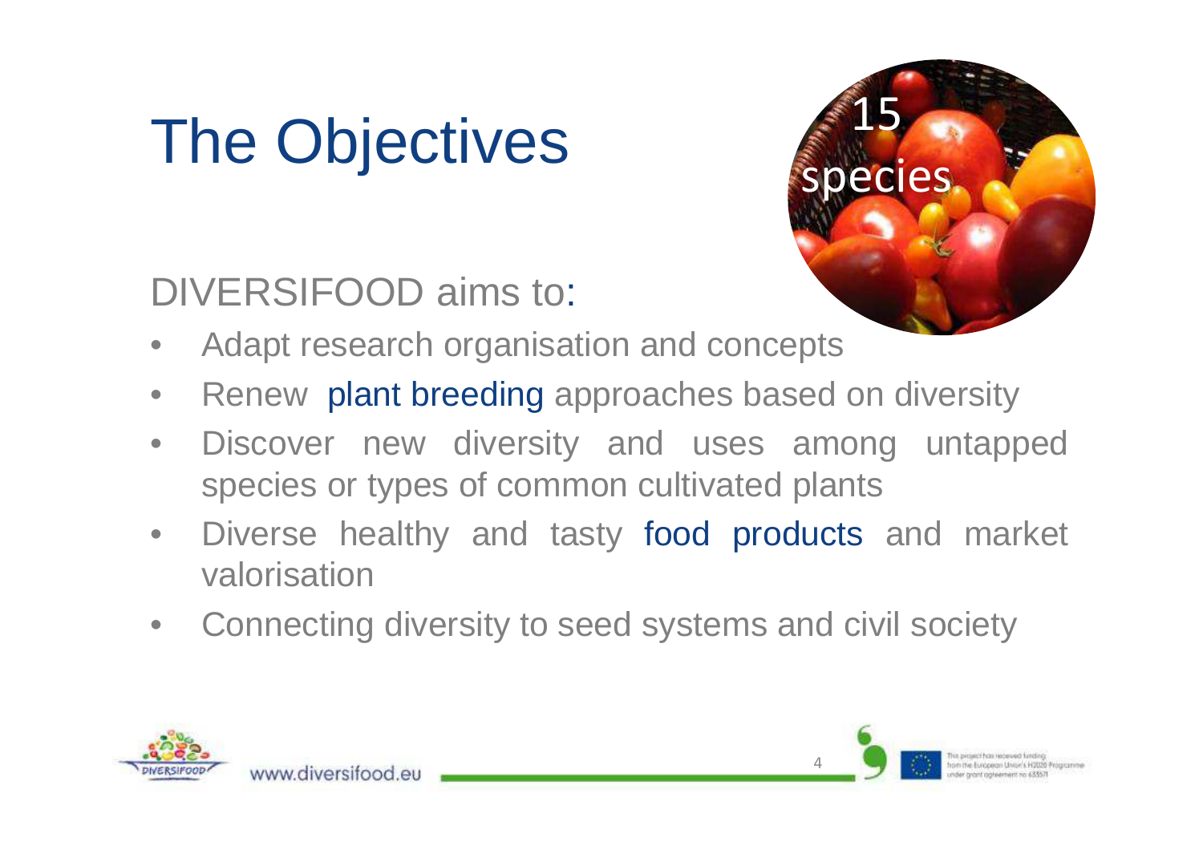# The Objectives

15 species

DIVERSIFOOD aims to:

- Adapt research organisation and concepts
- Renew plant breeding approaches based on diversity
- Discover new diversity and uses among untapped species or types of common cultivated plants
- Diverse healthy and tasty food products and market valorisation
- Connecting diversity to seed systems and civil society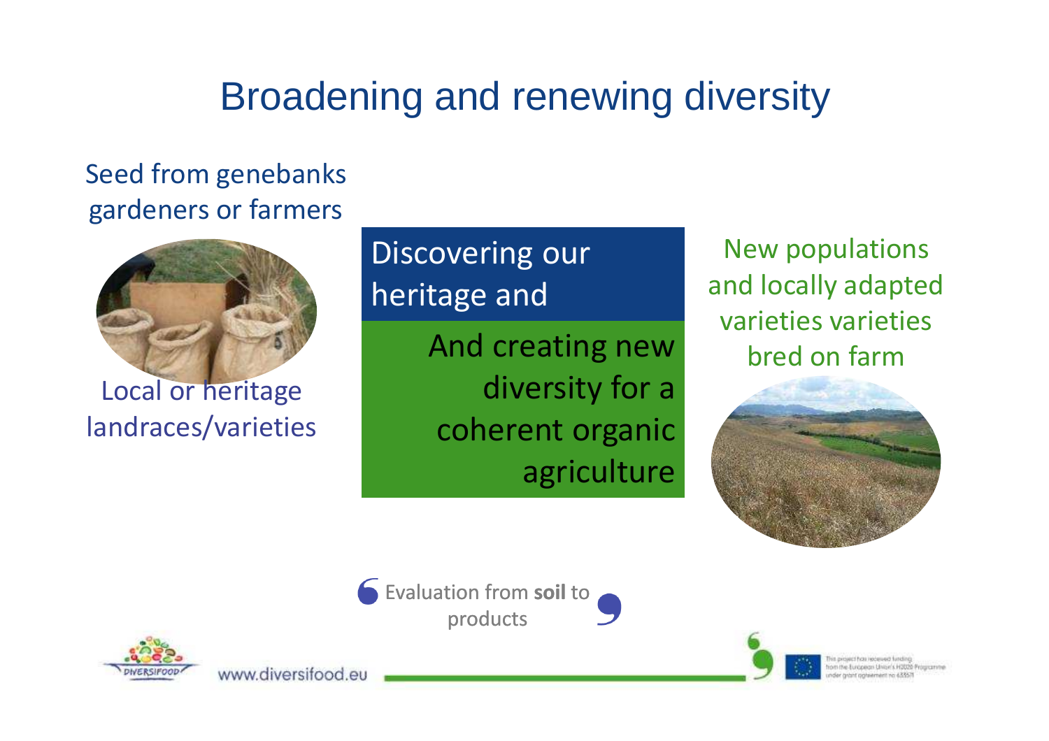# Broadening and renewing diversity

Seed from genebanks gardeners or farmers

Local or heritage landraces/varieties

Discovering our heritage and

And creating new diversity for a coherent organic agriculture

New populations and locally adapted varieties varieties bred on farm

Evaluation from **soil** to products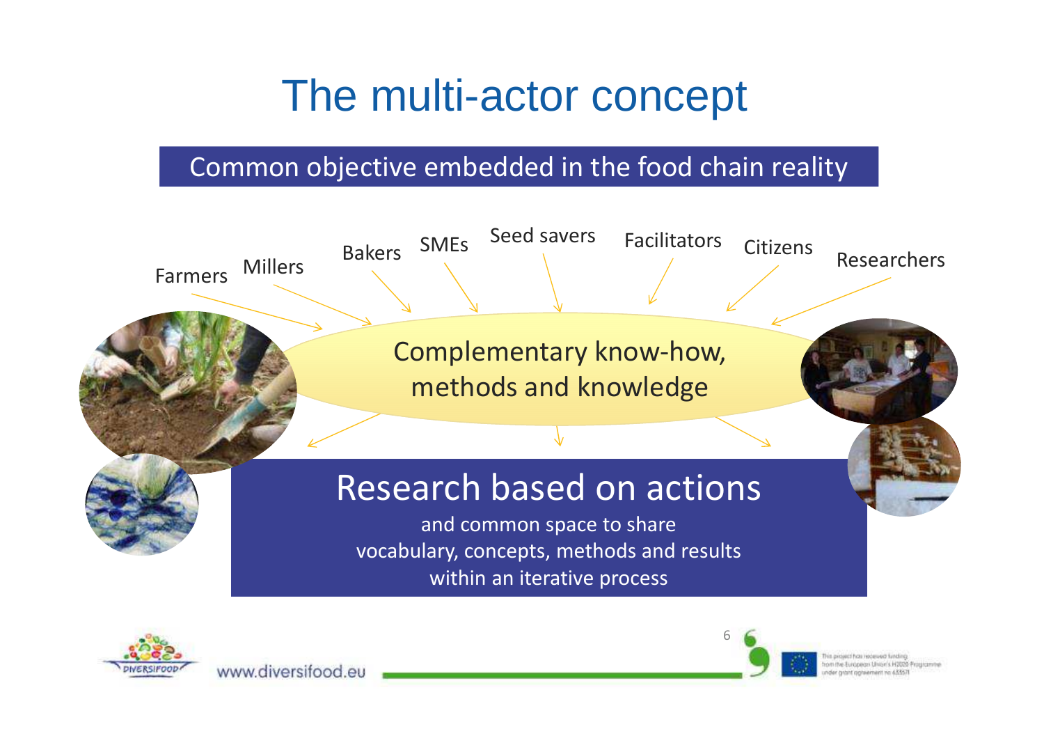# The multi-actor concept

## Common objective embedded in the food chain reality

Farmers, Millers, Bakers, SMEs, Seed savers, Facilitators, Citizens, Researchers

Complementary know-how, methods and knowledge

## Research based on actions

and common space to share vocabulary, concepts, methods and results within an iterative process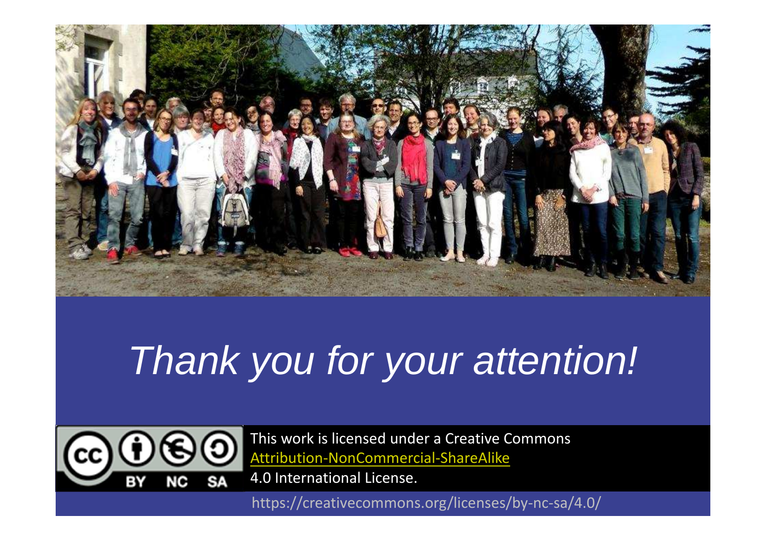# *Thank you for your attention!*

This work is licensed under a Creative Commons Attribution-NonCommercial-ShareAlike 4.0 International License.

https://creativecommons.org/licenses/by-nc-sa/4.0/